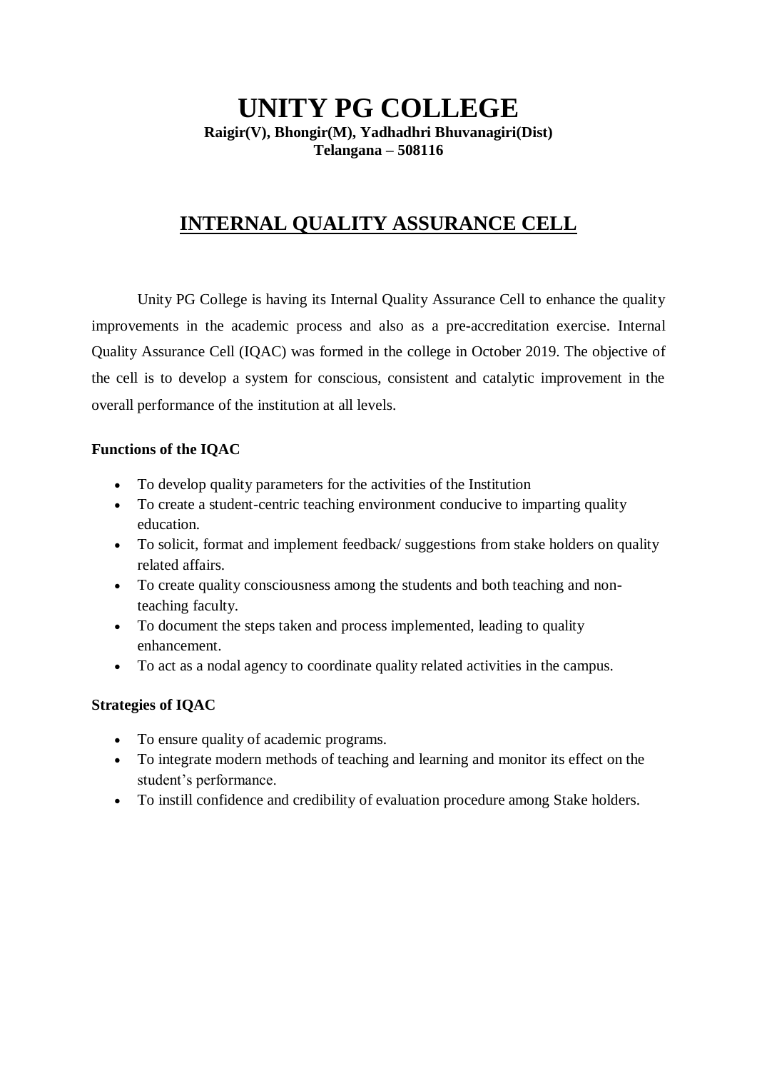# UNITY PG COLLEGE

**Raigir(V), Bhongir(M), Yadhadhri Bhuvanagiri(Dist)**
**Telangana – 508116**

## INTERNAL QUALITY ASSURANCE CELL

Unity PG College is having its Internal Quality Assurance Cell to enhance the quality improvements in the academic process and also as a pre-accreditation exercise. Internal Quality Assurance Cell (IQAC) was formed in the college in October 2019. The objective of the cell is to develop a system for conscious, consistent and catalytic improvement in the overall performance of the institution at all levels.

**Functions of the IQAC**

- To develop quality parameters for the activities of the Institution
- To create a student-centric teaching environment conducive to imparting quality education.
- To solicit, format and implement feedback/ suggestions from stake holders on quality related affairs.
- To create quality consciousness among the students and both teaching and non-teaching faculty.
- To document the steps taken and process implemented, leading to quality enhancement.
- To act as a nodal agency to coordinate quality related activities in the campus.

**Strategies of IQAC**

- To ensure quality of academic programs.
- To integrate modern methods of teaching and learning and monitor its effect on the student's performance.
- To instill confidence and credibility of evaluation procedure among Stake holders.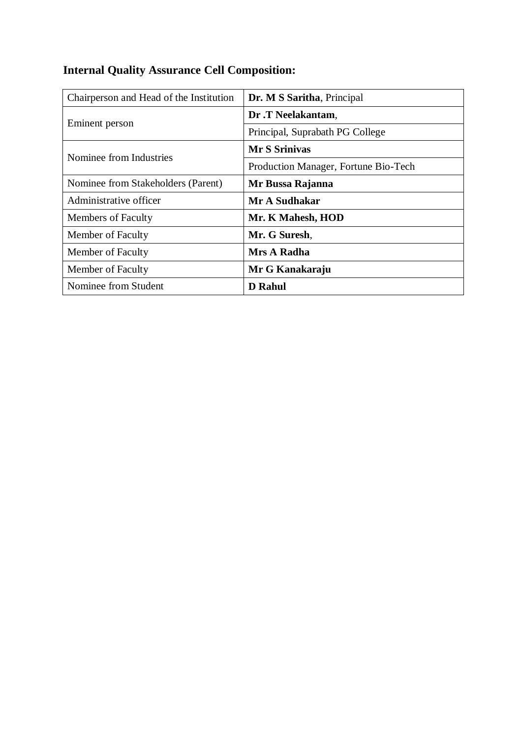## Internal Quality Assurance Cell Composition:

| | |
|---|---|
| Chairperson and Head of the Institution | **Dr. M S Saritha**, Principal |
| Eminent person | **Dr .T Neelakantam**, |
| | Principal, Suprabath PG College |
| Nominee from Industries | **Mr S Srinivas** |
| | Production Manager, Fortune Bio-Tech |
| Nominee from Stakeholders (Parent) | **Mr Bussa Rajanna** |
| Administrative officer | **Mr A Sudhakar** |
| Members of Faculty | **Mr. K Mahesh, HOD** |
| Member of Faculty | **Mr. G Suresh**, |
| Member of Faculty | **Mrs A Radha** |
| Member of Faculty | **Mr G Kanakaraju** |
| Nominee from Student | **D Rahul** |